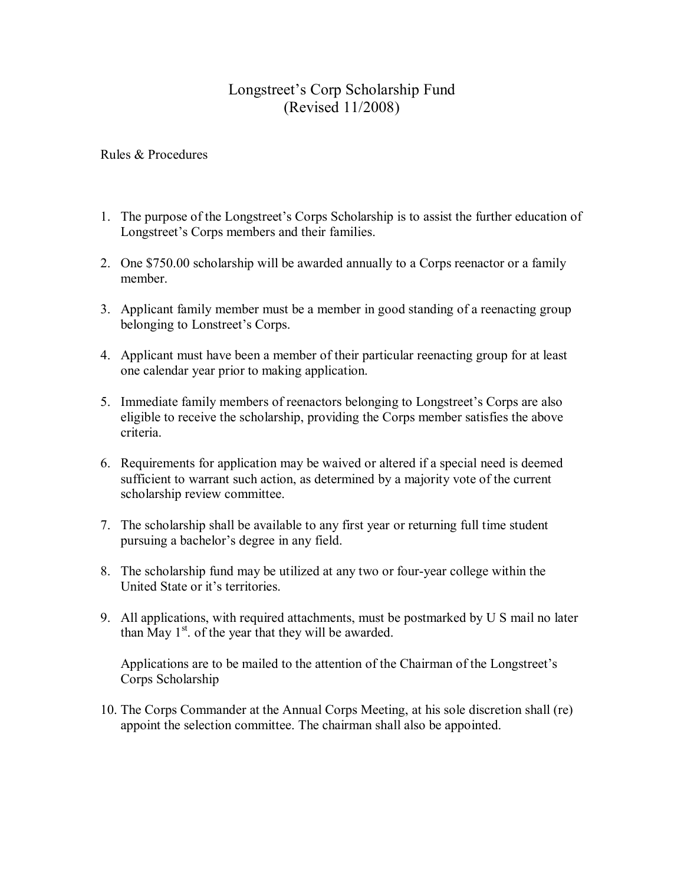# Longstreet's Corp Scholarship Fund
(Revised 11/2008)

Rules & Procedures

1. The purpose of the Longstreet's Corps Scholarship is to assist the further education of Longstreet's Corps members and their families.

2. One $750.00 scholarship will be awarded annually to a Corps reenactor or a family member.

3. Applicant family member must be a member in good standing of a reenacting group belonging to Lonstreet's Corps.

4. Applicant must have been a member of their particular reenacting group for at least one calendar year prior to making application.

5. Immediate family members of reenactors belonging to Longstreet's Corps are also eligible to receive the scholarship, providing the Corps member satisfies the above criteria.

6. Requirements for application may be waived or altered if a special need is deemed sufficient to warrant such action, as determined by a majority vote of the current scholarship review committee.

7. The scholarship shall be available to any first year or returning full time student pursuing a bachelor's degree in any field.

8. The scholarship fund may be utilized at any two or four-year college within the United State or it's territories.

9. All applications, with required attachments, must be postmarked by U S mail no later than May 1st. of the year that they will be awarded.

   Applications are to be mailed to the attention of the Chairman of the Longstreet's Corps Scholarship

10. The Corps Commander at the Annual Corps Meeting, at his sole discretion shall (re) appoint the selection committee. The chairman shall also be appointed.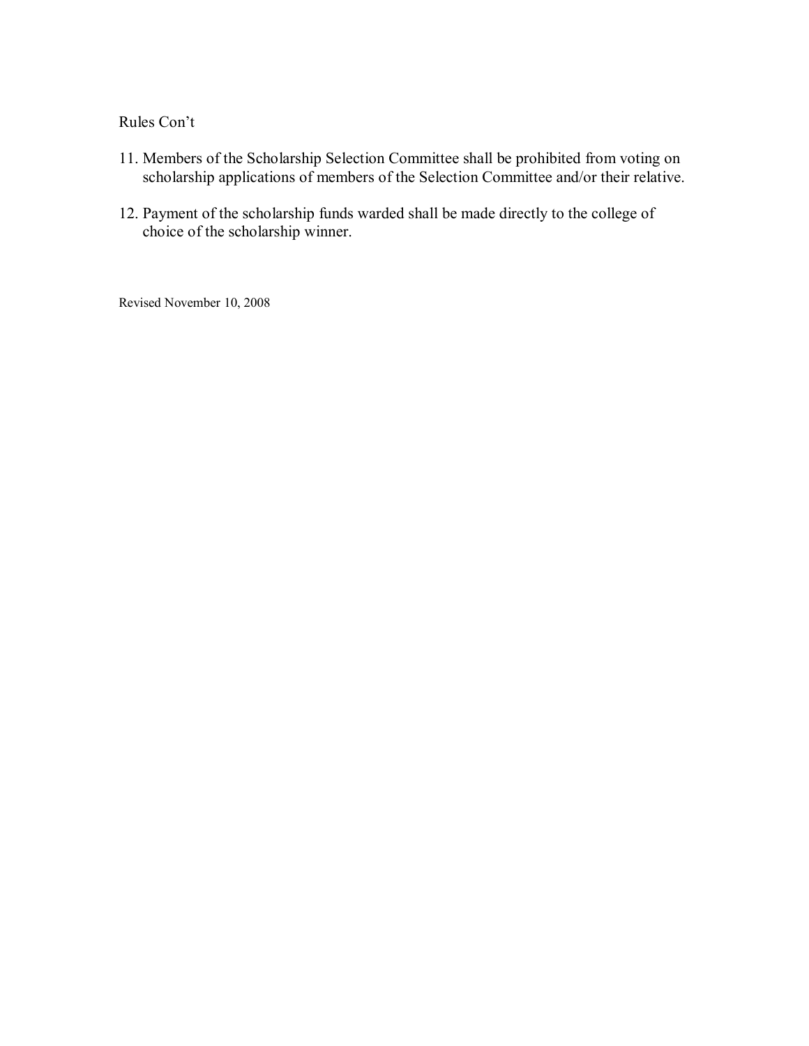Rules Con't

11. Members of the Scholarship Selection Committee shall be prohibited from voting on scholarship applications of members of the Selection Committee and/or their relative.

12. Payment of the scholarship funds warded shall be made directly to the college of choice of the scholarship winner.

Revised November 10, 2008